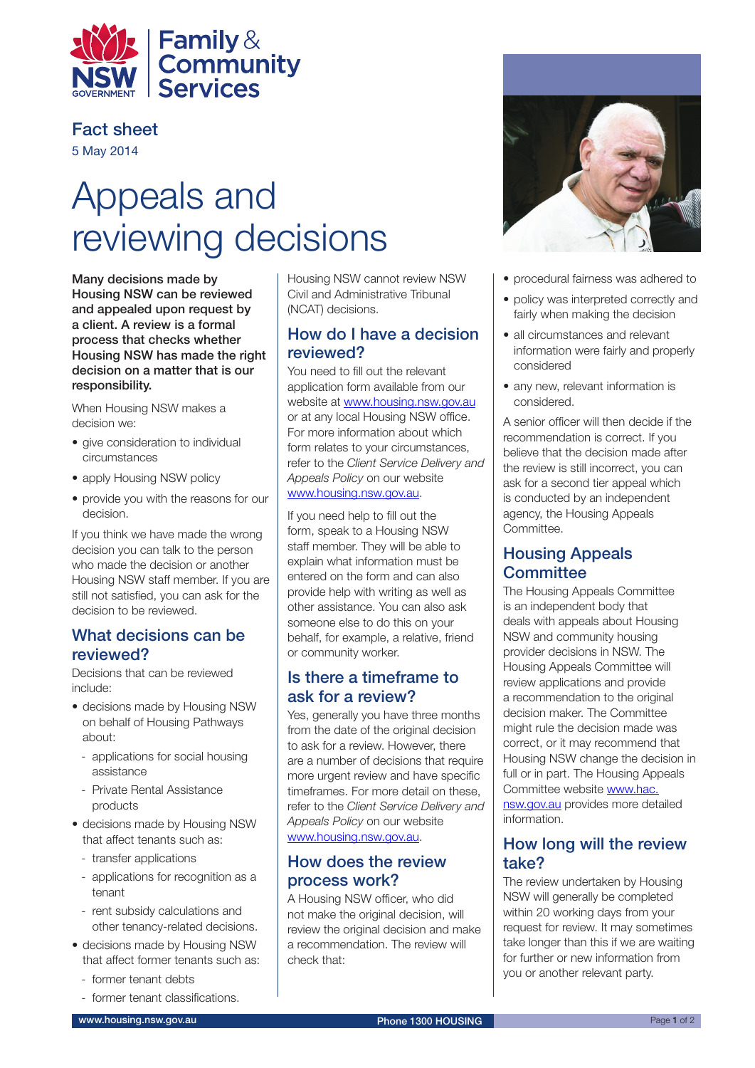Family & Community Services

NSW GOVERNMENT

Fact sheet

5 May 2014

# Appeals and reviewing decisions

**Many decisions made by Housing NSW can be reviewed and appealed upon request by a client. A review is a formal process that checks whether Housing NSW has made the right decision on a matter that is our responsibility.**

When Housing NSW makes a decision we:

- give consideration to individual circumstances
- apply Housing NSW policy
- provide you with the reasons for our decision.

If you think we have made the wrong decision you can talk to the person who made the decision or another Housing NSW staff member. If you are still not satisfied, you can ask for the decision to be reviewed.

## What decisions can be reviewed?

Decisions that can be reviewed include:

- decisions made by Housing NSW on behalf of Housing Pathways about:
  - applications for social housing assistance
  - Private Rental Assistance products
- decisions made by Housing NSW that affect tenants such as:
  - transfer applications
  - applications for recognition as a tenant
  - rent subsidy calculations and other tenancy-related decisions.
- decisions made by Housing NSW that affect former tenants such as:
  - former tenant debts
  - former tenant classifications.

Housing NSW cannot review NSW Civil and Administrative Tribunal (NCAT) decisions.

## How do I have a decision reviewed?

You need to fill out the relevant application form available from our website at www.housing.nsw.gov.au or at any local Housing NSW office. For more information about which form relates to your circumstances, refer to the *Client Service Delivery and Appeals Policy* on our website www.housing.nsw.gov.au.

If you need help to fill out the form, speak to a Housing NSW staff member. They will be able to explain what information must be entered on the form and can also provide help with writing as well as other assistance. You can also ask someone else to do this on your behalf, for example, a relative, friend or community worker.

## Is there a timeframe to ask for a review?

Yes, generally you have three months from the date of the original decision to ask for a review. However, there are a number of decisions that require more urgent review and have specific timeframes. For more detail on these, refer to the *Client Service Delivery and Appeals Policy* on our website www.housing.nsw.gov.au.

## How does the review process work?

A Housing NSW officer, who did not make the original decision, will review the original decision and make a recommendation. The review will check that:

- procedural fairness was adhered to
- policy was interpreted correctly and fairly when making the decision
- all circumstances and relevant information were fairly and properly considered
- any new, relevant information is considered.

A senior officer will then decide if the recommendation is correct. If you believe that the decision made after the review is still incorrect, you can ask for a second tier appeal which is conducted by an independent agency, the Housing Appeals Committee.

## Housing Appeals Committee

The Housing Appeals Committee is an independent body that deals with appeals about Housing NSW and community housing provider decisions in NSW. The Housing Appeals Committee will review applications and provide a recommendation to the original decision maker. The Committee might rule the decision made was correct, or it may recommend that Housing NSW change the decision in full or in part. The Housing Appeals Committee website www.hac.nsw.gov.au provides more detailed information.

## How long will the review take?

The review undertaken by Housing NSW will generally be completed within 20 working days from your request for review. It may sometimes take longer than this if we are waiting for further or new information from you or another relevant party.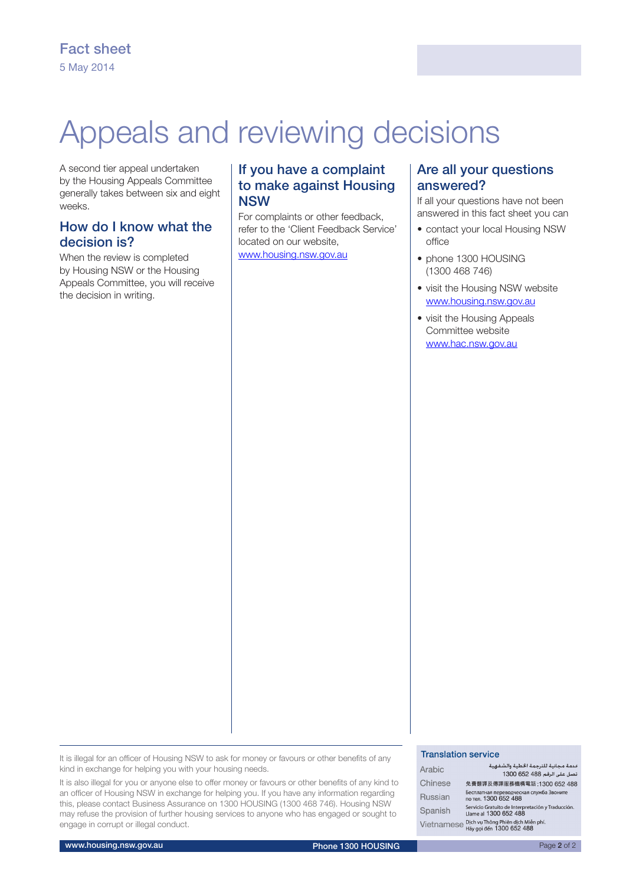A second tier appeal undertaken by the Housing Appeals Committee generally takes between six and eight weeks.

## How do I know what the decision is?

When the review is completed by Housing NSW or the Housing Appeals Committee, you will receive the decision in writing.

## If you have a complaint to make against Housing NSW

For complaints or other feedback, refer to the 'Client Feedback Service' located on our website, www.housing.nsw.gov.au

## Are all your questions answered?

If all your questions have not been answered in this fact sheet you can

- contact your local Housing NSW office
- phone 1300 HOUSING (1300 468 746)
- visit the Housing NSW website www.housing.nsw.gov.au
- visit the Housing Appeals Committee website www.hac.nsw.gov.au

It is illegal for an officer of Housing NSW to ask for money or favours or other benefits of any kind in exchange for helping you with your housing needs.

It is also illegal for you or anyone else to offer money or favours or other benefits of any kind to an officer of Housing NSW in exchange for helping you. If you have any information regarding this, please contact Business Assurance on 1300 HOUSING (1300 468 746). Housing NSW may refuse the provision of further housing services to anyone who has engaged or sought to engage in corrupt or illegal conduct.

### Translation service

| | |
|---|---|
| Arabic | خدمة مجانية للترجمة الخطية والشفهية تصل على الرقم 488 652 1300 |
| Chinese | 免費翻譯及傳譯服務機構電話 :1300 652 488 |
| Russian | Бесплатная переводческая служба Звоните по тел. 1300 652 488 |
| Spanish | Servicio Gratuito de Interpretación y Traducción. Llame al 1300 652 488 |
| Vietnamese | Dịch vụ Thông Phiên dịch Miễn phí. Hãy gọi đến 1300 652 488 |